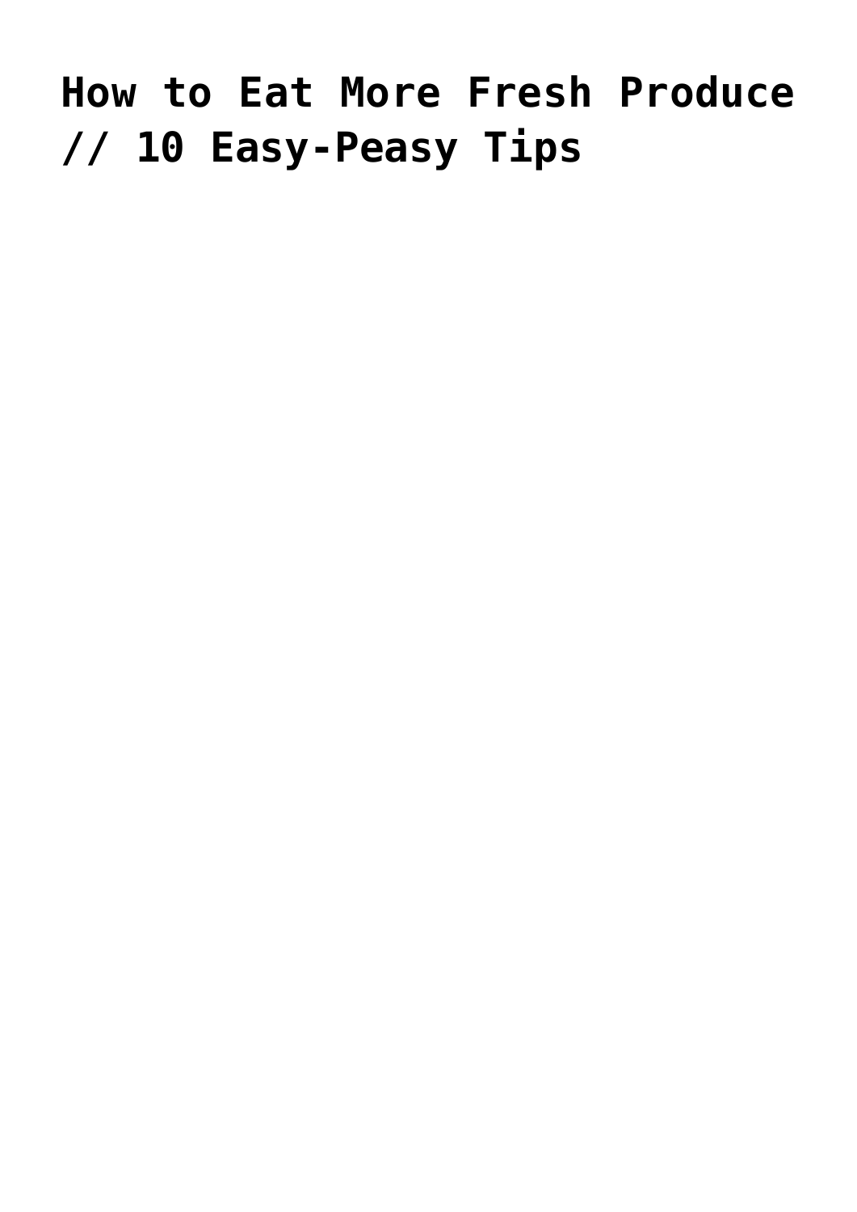# How to Eat More Fresh Produce // 10 Easy-Peasy Tips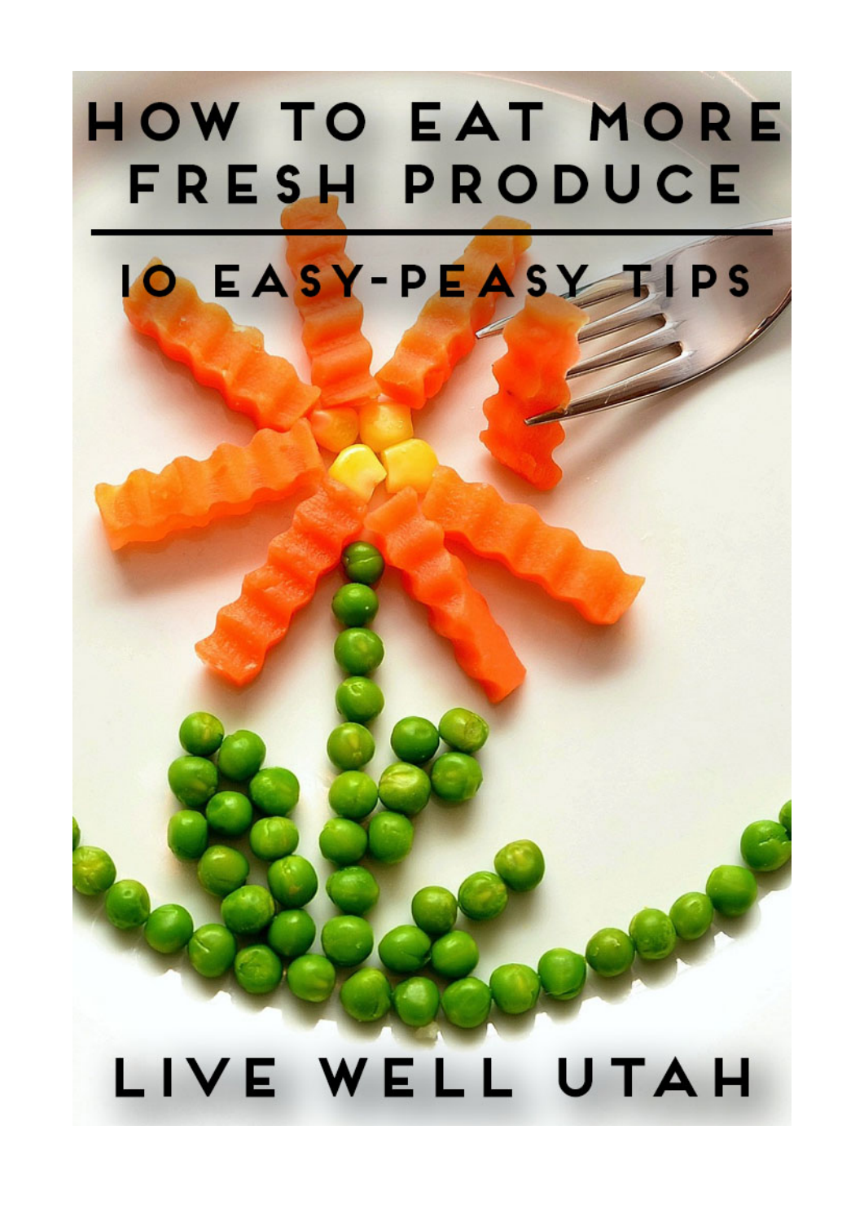# HOW TO EAT MORE FRESH PRODUCE

## 10 EASY-PEASY TIPS

LIVE WELL UTAH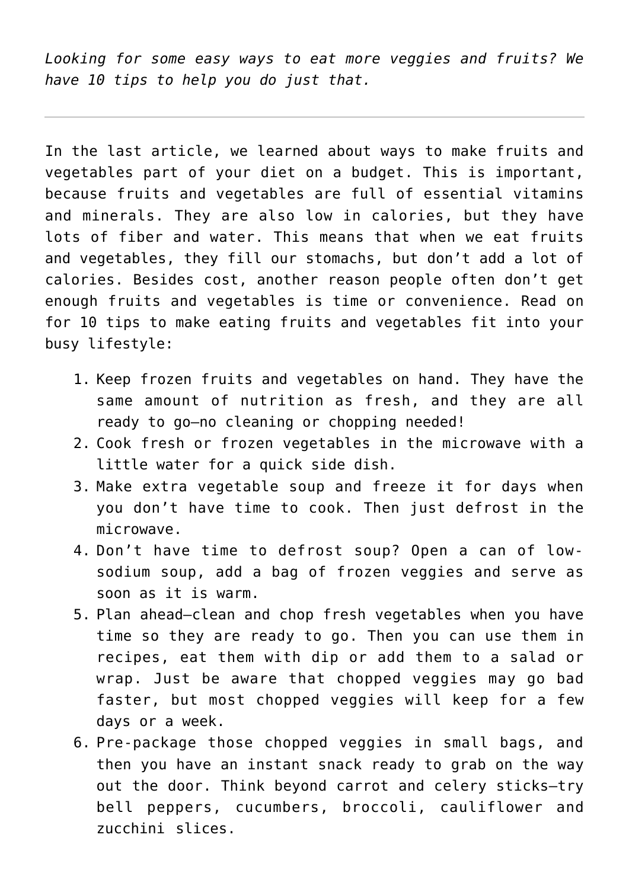*Looking for some easy ways to eat more veggies and fruits? We have 10 tips to help you do just that.*

---

In the last article, we learned about ways to make fruits and vegetables part of your diet on a budget. This is important, because fruits and vegetables are full of essential vitamins and minerals. They are also low in calories, but they have lots of fiber and water. This means that when we eat fruits and vegetables, they fill our stomachs, but don't add a lot of calories. Besides cost, another reason people often don't get enough fruits and vegetables is time or convenience. Read on for 10 tips to make eating fruits and vegetables fit into your busy lifestyle:

1. Keep frozen fruits and vegetables on hand. They have the same amount of nutrition as fresh, and they are all ready to go—no cleaning or chopping needed!
2. Cook fresh or frozen vegetables in the microwave with a little water for a quick side dish.
3. Make extra vegetable soup and freeze it for days when you don't have time to cook. Then just defrost in the microwave.
4. Don't have time to defrost soup? Open a can of low-sodium soup, add a bag of frozen veggies and serve as soon as it is warm.
5. Plan ahead—clean and chop fresh vegetables when you have time so they are ready to go. Then you can use them in recipes, eat them with dip or add them to a salad or wrap. Just be aware that chopped veggies may go bad faster, but most chopped veggies will keep for a few days or a week.
6. Pre-package those chopped veggies in small bags, and then you have an instant snack ready to grab on the way out the door. Think beyond carrot and celery sticks—try bell peppers, cucumbers, broccoli, cauliflower and zucchini slices.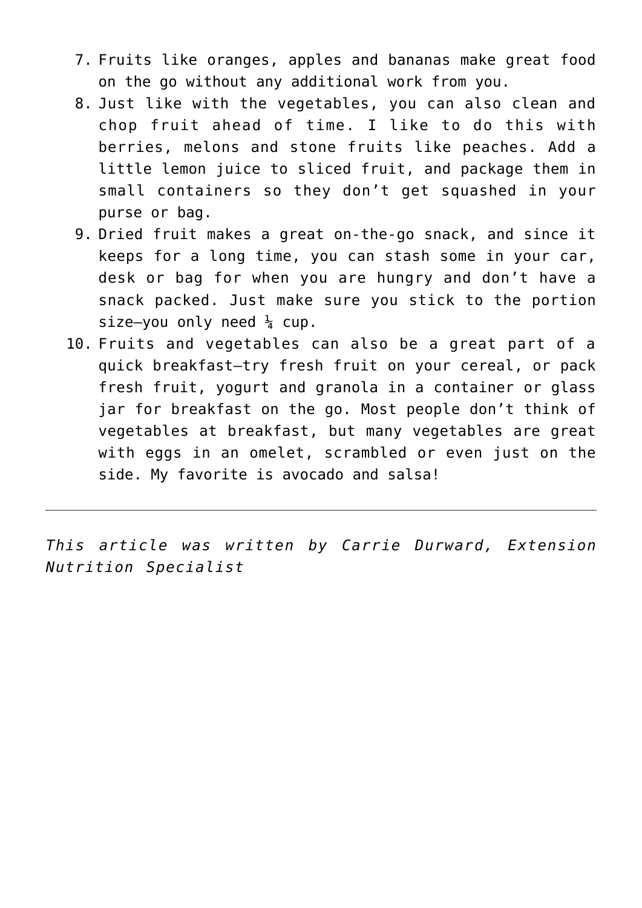7. Fruits like oranges, apples and bananas make great food on the go without any additional work from you.
8. Just like with the vegetables, you can also clean and chop fruit ahead of time. I like to do this with berries, melons and stone fruits like peaches. Add a little lemon juice to sliced fruit, and package them in small containers so they don't get squashed in your purse or bag.
9. Dried fruit makes a great on-the-go snack, and since it keeps for a long time, you can stash some in your car, desk or bag for when you are hungry and don't have a snack packed. Just make sure you stick to the portion size—you only need ¼ cup.
10. Fruits and vegetables can also be a great part of a quick breakfast—try fresh fruit on your cereal, or pack fresh fruit, yogurt and granola in a container or glass jar for breakfast on the go. Most people don't think of vegetables at breakfast, but many vegetables are great with eggs in an omelet, scrambled or even just on the side. My favorite is avocado and salsa!

---

*This article was written by Carrie Durward, Extension Nutrition Specialist*